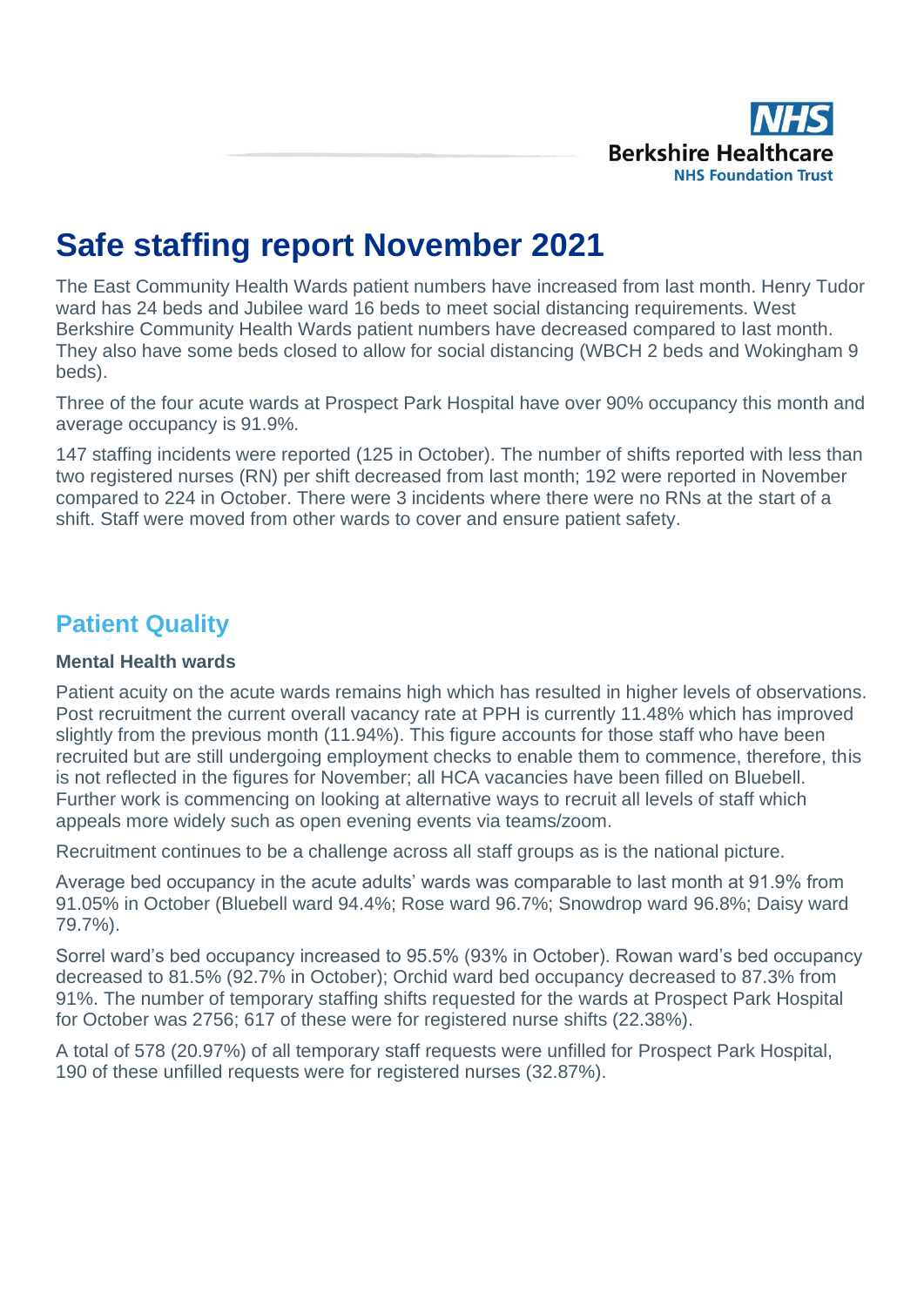# Safe staffing report November 2021

The East Community Health Wards patient numbers have increased from last month. Henry Tudor ward has 24 beds and Jubilee ward 16 beds to meet social distancing requirements. West Berkshire Community Health Wards patient numbers have decreased compared to last month. They also have some beds closed to allow for social distancing (WBCH 2 beds and Wokingham 9 beds).

Three of the four acute wards at Prospect Park Hospital have over 90% occupancy this month and average occupancy is 91.9%.

147 staffing incidents were reported (125 in October). The number of shifts reported with less than two registered nurses (RN) per shift decreased from last month; 192 were reported in November compared to 224 in October. There were 3 incidents where there were no RNs at the start of a shift. Staff were moved from other wards to cover and ensure patient safety.

## Patient Quality

### Mental Health wards

Patient acuity on the acute wards remains high which has resulted in higher levels of observations. Post recruitment the current overall vacancy rate at PPH is currently 11.48% which has improved slightly from the previous month (11.94%). This figure accounts for those staff who have been recruited but are still undergoing employment checks to enable them to commence, therefore, this is not reflected in the figures for November; all HCA vacancies have been filled on Bluebell. Further work is commencing on looking at alternative ways to recruit all levels of staff which appeals more widely such as open evening events via teams/zoom.

Recruitment continues to be a challenge across all staff groups as is the national picture.

Average bed occupancy in the acute adults' wards was comparable to last month at 91.9% from 91.05% in October (Bluebell ward 94.4%; Rose ward 96.7%; Snowdrop ward 96.8%; Daisy ward 79.7%).

Sorrel ward's bed occupancy increased to 95.5% (93% in October). Rowan ward's bed occupancy decreased to 81.5% (92.7% in October); Orchid ward bed occupancy decreased to 87.3% from 91%. The number of temporary staffing shifts requested for the wards at Prospect Park Hospital for October was 2756; 617 of these were for registered nurse shifts (22.38%).

A total of 578 (20.97%) of all temporary staff requests were unfilled for Prospect Park Hospital, 190 of these unfilled requests were for registered nurses (32.87%).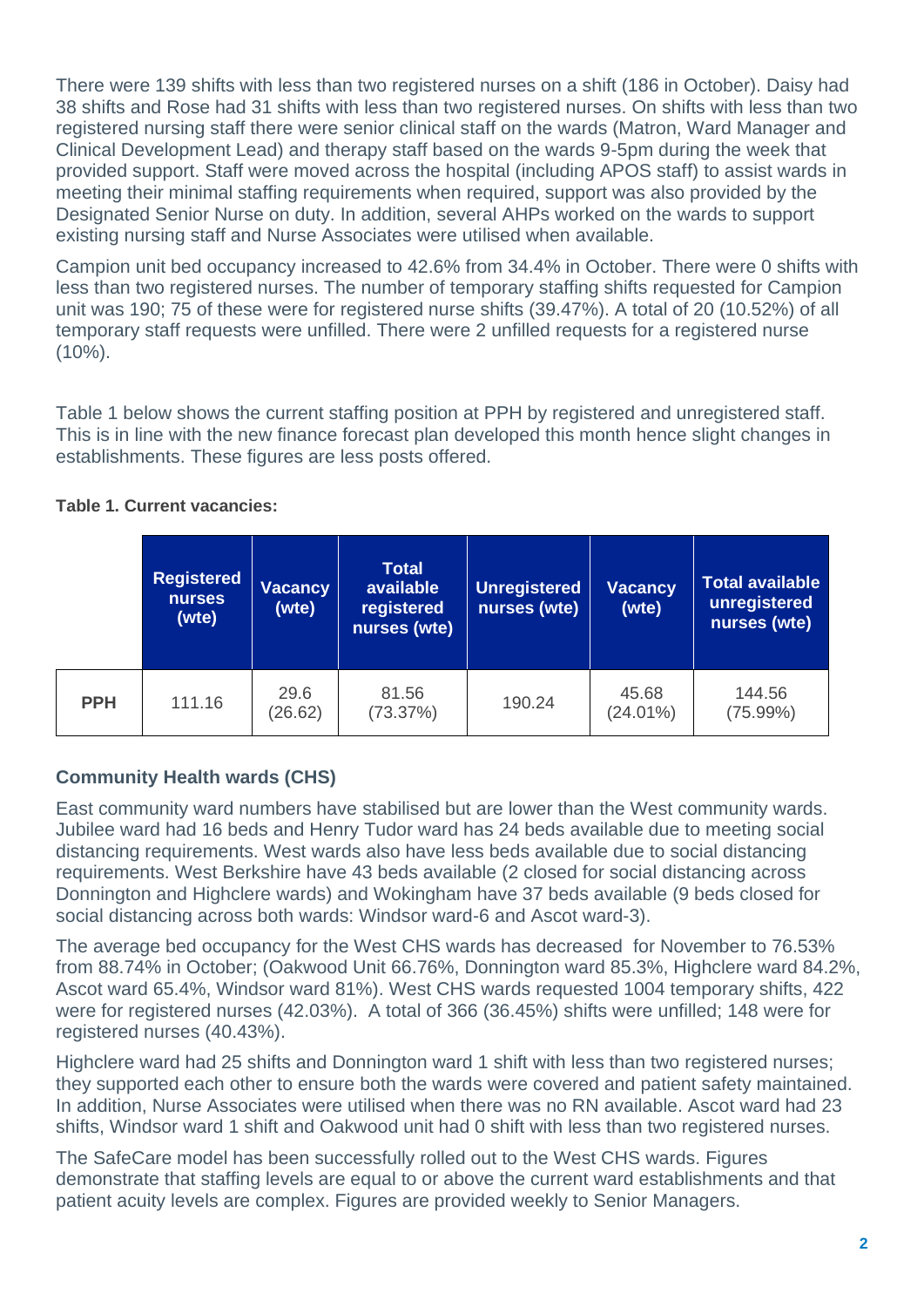There were 139 shifts with less than two registered nurses on a shift (186 in October). Daisy had 38 shifts and Rose had 31 shifts with less than two registered nurses. On shifts with less than two registered nursing staff there were senior clinical staff on the wards (Matron, Ward Manager and Clinical Development Lead) and therapy staff based on the wards 9-5pm during the week that provided support. Staff were moved across the hospital (including APOS staff) to assist wards in meeting their minimal staffing requirements when required, support was also provided by the Designated Senior Nurse on duty. In addition, several AHPs worked on the wards to support existing nursing staff and Nurse Associates were utilised when available.

Campion unit bed occupancy increased to 42.6% from 34.4% in October. There were 0 shifts with less than two registered nurses. The number of temporary staffing shifts requested for Campion unit was 190; 75 of these were for registered nurse shifts (39.47%). A total of 20 (10.52%) of all temporary staff requests were unfilled. There were 2 unfilled requests for a registered nurse (10%).

Table 1 below shows the current staffing position at PPH by registered and unregistered staff. This is in line with the new finance forecast plan developed this month hence slight changes in establishments. These figures are less posts offered.

**Table 1. Current vacancies:**

| | Registered nurses (wte) | Vacancy (wte) | Total available registered nurses (wte) | Unregistered nurses (wte) | Vacancy (wte) | Total available unregistered nurses (wte) |
|---|---|---|---|---|---|---|
| **PPH** | 111.16 | 29.6 (26.62) | 81.56 (73.37%) | 190.24 | 45.68 (24.01%) | 144.56 (75.99%) |

### Community Health wards (CHS)

East community ward numbers have stabilised but are lower than the West community wards. Jubilee ward had 16 beds and Henry Tudor ward has 24 beds available due to meeting social distancing requirements. West wards also have less beds available due to social distancing requirements. West Berkshire have 43 beds available (2 closed for social distancing across Donnington and Highclere wards) and Wokingham have 37 beds available (9 beds closed for social distancing across both wards: Windsor ward-6 and Ascot ward-3).

The average bed occupancy for the West CHS wards has decreased for November to 76.53% from 88.74% in October; (Oakwood Unit 66.76%, Donnington ward 85.3%, Highclere ward 84.2%, Ascot ward 65.4%, Windsor ward 81%). West CHS wards requested 1004 temporary shifts, 422 were for registered nurses (42.03%). A total of 366 (36.45%) shifts were unfilled; 148 were for registered nurses (40.43%).

Highclere ward had 25 shifts and Donnington ward 1 shift with less than two registered nurses; they supported each other to ensure both the wards were covered and patient safety maintained. In addition, Nurse Associates were utilised when there was no RN available. Ascot ward had 23 shifts, Windsor ward 1 shift and Oakwood unit had 0 shift with less than two registered nurses.

The SafeCare model has been successfully rolled out to the West CHS wards. Figures demonstrate that staffing levels are equal to or above the current ward establishments and that patient acuity levels are complex. Figures are provided weekly to Senior Managers.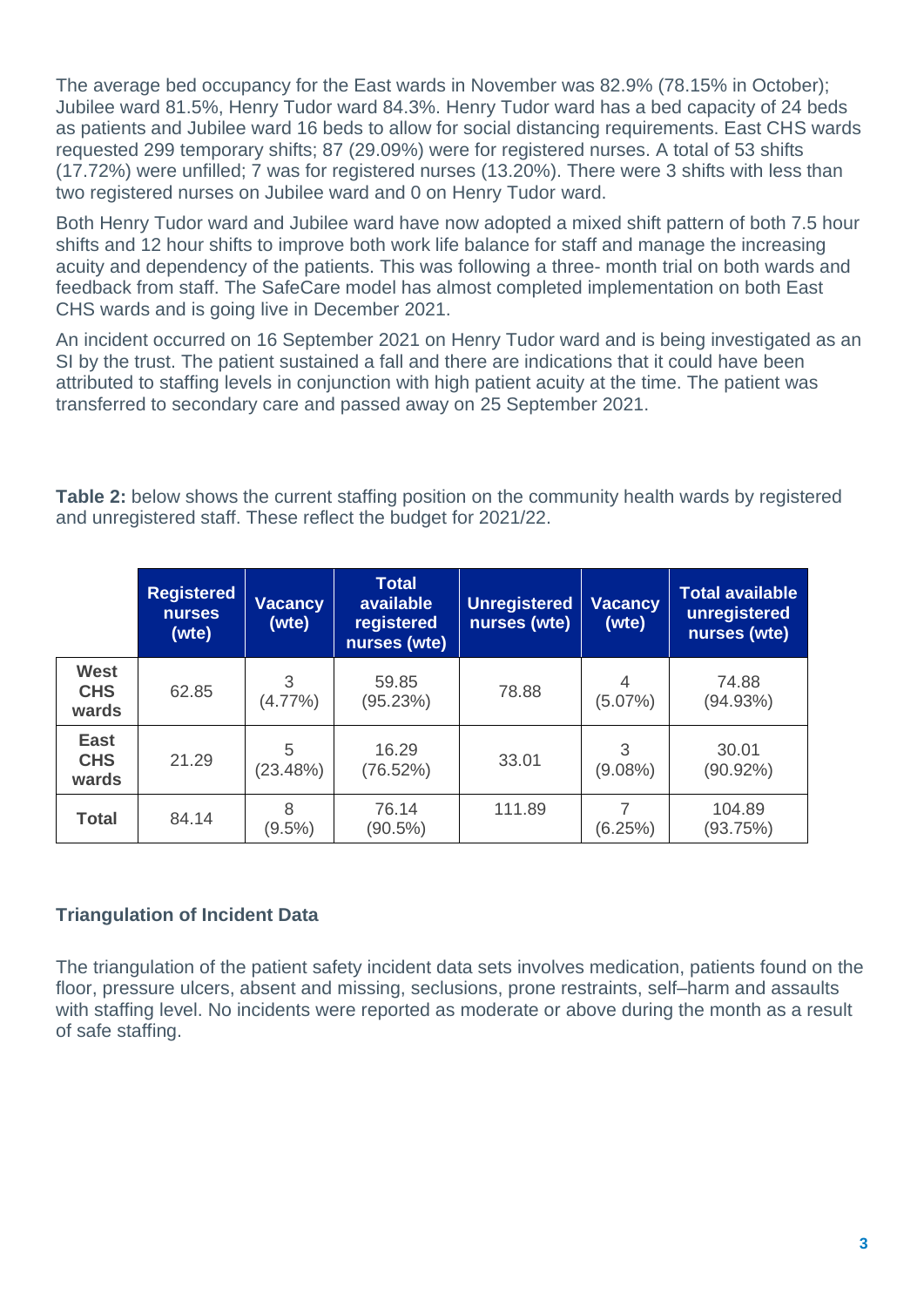The average bed occupancy for the East wards in November was 82.9% (78.15% in October); Jubilee ward 81.5%, Henry Tudor ward 84.3%. Henry Tudor ward has a bed capacity of 24 beds as patients and Jubilee ward 16 beds to allow for social distancing requirements. East CHS wards requested 299 temporary shifts; 87 (29.09%) were for registered nurses. A total of 53 shifts (17.72%) were unfilled; 7 was for registered nurses (13.20%). There were 3 shifts with less than two registered nurses on Jubilee ward and 0 on Henry Tudor ward.

Both Henry Tudor ward and Jubilee ward have now adopted a mixed shift pattern of both 7.5 hour shifts and 12 hour shifts to improve both work life balance for staff and manage the increasing acuity and dependency of the patients. This was following a three- month trial on both wards and feedback from staff. The SafeCare model has almost completed implementation on both East CHS wards and is going live in December 2021.

An incident occurred on 16 September 2021 on Henry Tudor ward and is being investigated as an SI by the trust. The patient sustained a fall and there are indications that it could have been attributed to staffing levels in conjunction with high patient acuity at the time. The patient was transferred to secondary care and passed away on 25 September 2021.

**Table 2:** below shows the current staffing position on the community health wards by registered and unregistered staff. These reflect the budget for 2021/22.

| | Registered nurses (wte) | Vacancy (wte) | Total available registered nurses (wte) | Unregistered nurses (wte) | Vacancy (wte) | Total available unregistered nurses (wte) |
|---|---|---|---|---|---|---|
| **West CHS wards** | 62.85 | 3 (4.77%) | 59.85 (95.23%) | 78.88 | 4 (5.07%) | 74.88 (94.93%) |
| **East CHS wards** | 21.29 | 5 (23.48%) | 16.29 (76.52%) | 33.01 | 3 (9.08%) | 30.01 (90.92%) |
| **Total** | 84.14 | 8 (9.5%) | 76.14 (90.5%) | 111.89 | 7 (6.25%) | 104.89 (93.75%) |

### Triangulation of Incident Data

The triangulation of the patient safety incident data sets involves medication, patients found on the floor, pressure ulcers, absent and missing, seclusions, prone restraints, self–harm and assaults with staffing level. No incidents were reported as moderate or above during the month as a result of safe staffing.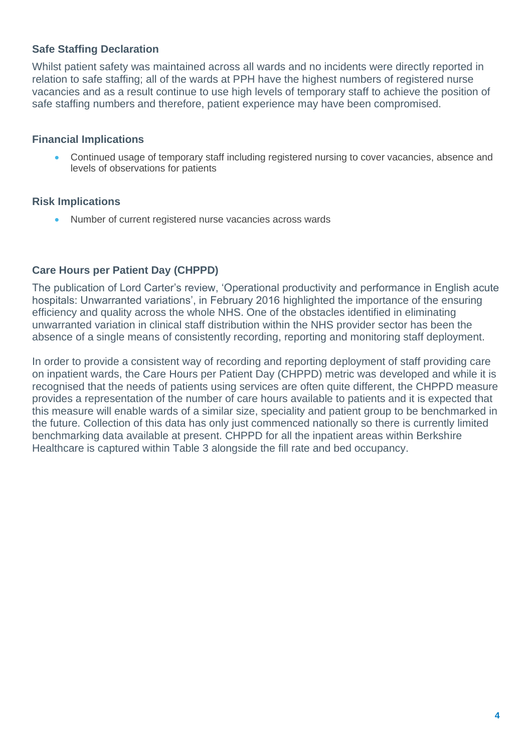### Safe Staffing Declaration

Whilst patient safety was maintained across all wards and no incidents were directly reported in relation to safe staffing; all of the wards at PPH have the highest numbers of registered nurse vacancies and as a result continue to use high levels of temporary staff to achieve the position of safe staffing numbers and therefore, patient experience may have been compromised.

### Financial Implications

- Continued usage of temporary staff including registered nursing to cover vacancies, absence and levels of observations for patients

### Risk Implications

- Number of current registered nurse vacancies across wards

### Care Hours per Patient Day (CHPPD)

The publication of Lord Carter's review, 'Operational productivity and performance in English acute hospitals: Unwarranted variations', in February 2016 highlighted the importance of the ensuring efficiency and quality across the whole NHS. One of the obstacles identified in eliminating unwarranted variation in clinical staff distribution within the NHS provider sector has been the absence of a single means of consistently recording, reporting and monitoring staff deployment.

In order to provide a consistent way of recording and reporting deployment of staff providing care on inpatient wards, the Care Hours per Patient Day (CHPPD) metric was developed and while it is recognised that the needs of patients using services are often quite different, the CHPPD measure provides a representation of the number of care hours available to patients and it is expected that this measure will enable wards of a similar size, speciality and patient group to be benchmarked in the future. Collection of this data has only just commenced nationally so there is currently limited benchmarking data available at present. CHPPD for all the inpatient areas within Berkshire Healthcare is captured within Table 3 alongside the fill rate and bed occupancy.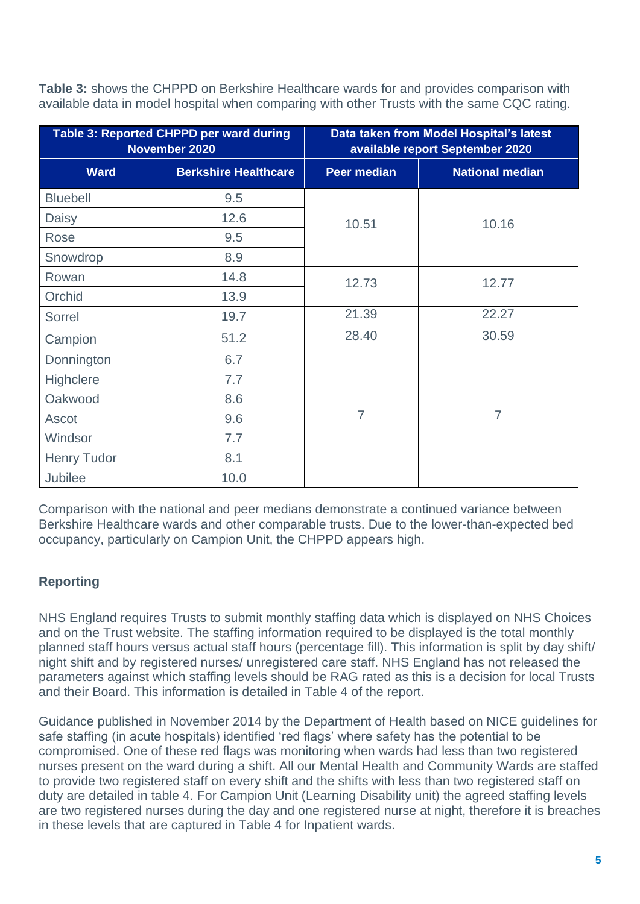**Table 3:** shows the CHPPD on Berkshire Healthcare wards for and provides comparison with available data in model hospital when comparing with other Trusts with the same CQC rating.

| Table 3: Reported CHPPD per ward during November 2020 | | Data taken from Model Hospital's latest available report September 2020 | |
|---|---|---|---|
| **Ward** | **Berkshire Healthcare** | **Peer median** | **National median** |
| Bluebell | 9.5 | 10.51 | 10.16 |
| Daisy | 12.6 | | |
| Rose | 9.5 | | |
| Snowdrop | 8.9 | | |
| Rowan | 14.8 | 12.73 | 12.77 |
| Orchid | 13.9 | | |
| Sorrel | 19.7 | 21.39 | 22.27 |
| Campion | 51.2 | 28.40 | 30.59 |
| Donnington | 6.7 | 7 | 7 |
| Highclere | 7.7 | | |
| Oakwood | 8.6 | | |
| Ascot | 9.6 | | |
| Windsor | 7.7 | | |
| Henry Tudor | 8.1 | | |
| Jubilee | 10.0 | | |

Comparison with the national and peer medians demonstrate a continued variance between Berkshire Healthcare wards and other comparable trusts. Due to the lower-than-expected bed occupancy, particularly on Campion Unit, the CHPPD appears high.

**Reporting**

NHS England requires Trusts to submit monthly staffing data which is displayed on NHS Choices and on the Trust website. The staffing information required to be displayed is the total monthly planned staff hours versus actual staff hours (percentage fill). This information is split by day shift/ night shift and by registered nurses/ unregistered care staff. NHS England has not released the parameters against which staffing levels should be RAG rated as this is a decision for local Trusts and their Board. This information is detailed in Table 4 of the report.

Guidance published in November 2014 by the Department of Health based on NICE guidelines for safe staffing (in acute hospitals) identified 'red flags' where safety has the potential to be compromised. One of these red flags was monitoring when wards had less than two registered nurses present on the ward during a shift. All our Mental Health and Community Wards are staffed to provide two registered staff on every shift and the shifts with less than two registered staff on duty are detailed in table 4. For Campion Unit (Learning Disability unit) the agreed staffing levels are two registered nurses during the day and one registered nurse at night, therefore it is breaches in these levels that are captured in Table 4 for Inpatient wards.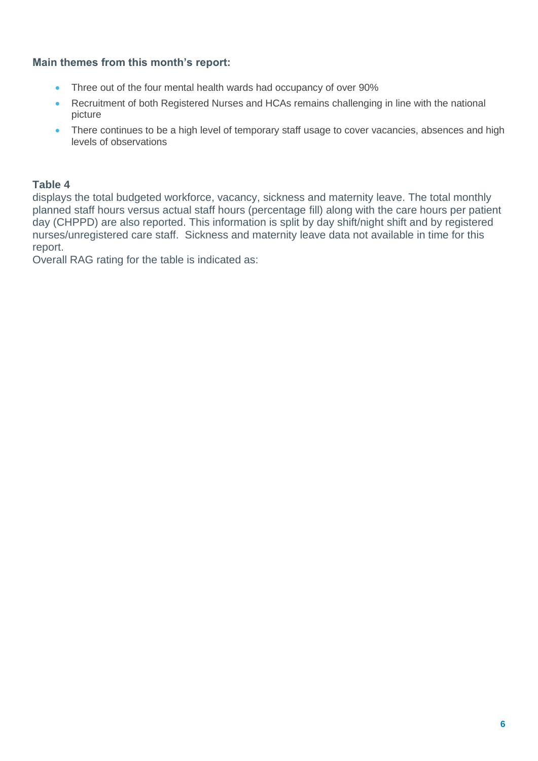**Main themes from this month's report:**

- Three out of the four mental health wards had occupancy of over 90%
- Recruitment of both Registered Nurses and HCAs remains challenging in line with the national picture
- There continues to be a high level of temporary staff usage to cover vacancies, absences and high levels of observations

**Table 4**

displays the total budgeted workforce, vacancy, sickness and maternity leave. The total monthly planned staff hours versus actual staff hours (percentage fill) along with the care hours per patient day (CHPPD) are also reported. This information is split by day shift/night shift and by registered nurses/unregistered care staff. Sickness and maternity leave data not available in time for this report.

Overall RAG rating for the table is indicated as: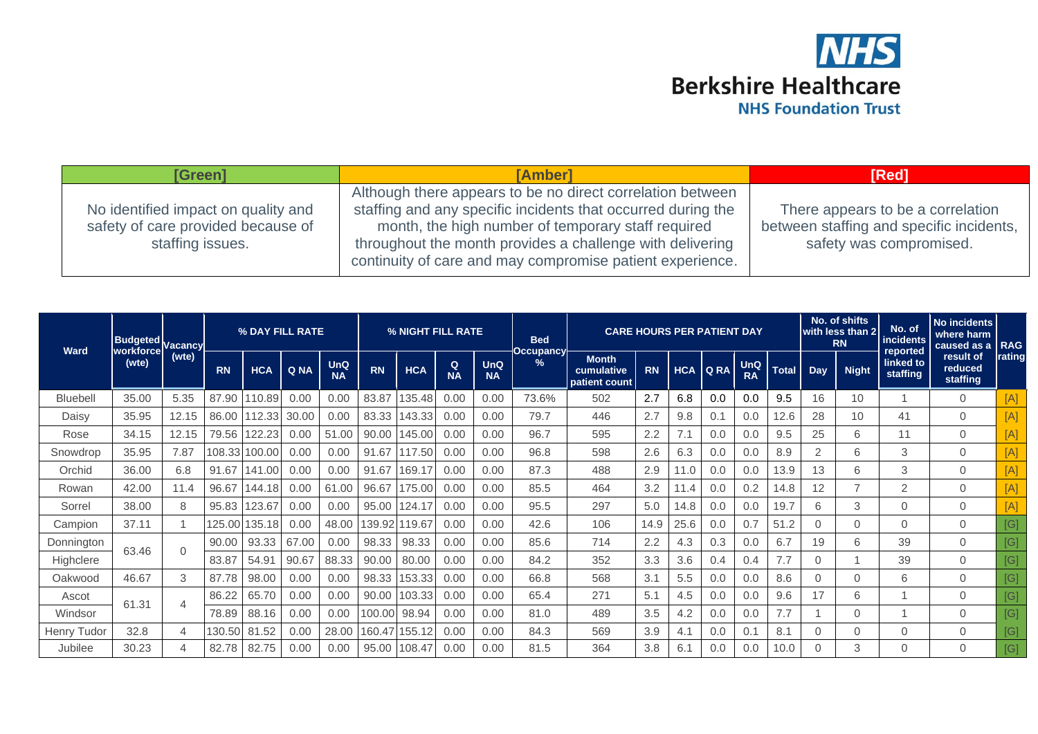**NHS**
**Berkshire Healthcare**
**NHS Foundation Trust**

| [Green] | [Amber] | [Red] |
|---|---|---|
| No identified impact on quality and safety of care provided because of staffing issues. | Although there appears to be no direct correlation between staffing and any specific incidents that occurred during the month, the high number of temporary staff required throughout the month provides a challenge with delivering continuity of care and may compromise patient experience. | There appears to be a correlation between staffing and specific incidents, safety was compromised. |

| Ward | Budgeted workforce (wte) | Vacancy (wte) | % DAY FILL RATE | | | | % NIGHT FILL RATE | | | | Bed Occupancy % | CARE HOURS PER PATIENT DAY | | | | | | No. of shifts with less than 2 RN | | No. of incidents reported linked to staffing | No incidents where harm caused as a result of reduced staffing | RAG rating |
|---|---|---|---|---|---|---|---|---|---|---|---|---|---|---|---|---|---|---|---|---|---|---|
| | | | RN | HCA | Q NA | UnQ NA | RN | HCA | Q NA | UnQ NA | | Month cumulative patient count | RN | HCA | Q RA | UnQ RA | Total | Day | Night | | | |
| Bluebell | 35.00 | 5.35 | 87.90 | 110.89 | 0.00 | 0.00 | 83.87 | 135.48 | 0.00 | 0.00 | 73.6% | 502 | 2.7 | 6.8 | 0.0 | 0.0 | 9.5 | 16 | 10 | 1 | 0 | [A] |
| Daisy | 35.95 | 12.15 | 86.00 | 112.33 | 30.00 | 0.00 | 83.33 | 143.33 | 0.00 | 0.00 | 79.7 | 446 | 2.7 | 9.8 | 0.1 | 0.0 | 12.6 | 28 | 10 | 41 | 0 | [A] |
| Rose | 34.15 | 12.15 | 79.56 | 122.23 | 0.00 | 51.00 | 90.00 | 145.00 | 0.00 | 0.00 | 96.7 | 595 | 2.2 | 7.1 | 0.0 | 0.0 | 9.5 | 25 | 6 | 11 | 0 | [A] |
| Snowdrop | 35.95 | 7.87 | 108.33 | 100.00 | 0.00 | 0.00 | 91.67 | 117.50 | 0.00 | 0.00 | 96.8 | 598 | 2.6 | 6.3 | 0.0 | 0.0 | 8.9 | 2 | 6 | 3 | 0 | [A] |
| Orchid | 36.00 | 6.8 | 91.67 | 141.00 | 0.00 | 0.00 | 91.67 | 169.17 | 0.00 | 0.00 | 87.3 | 488 | 2.9 | 11.0 | 0.0 | 0.0 | 13.9 | 13 | 6 | 3 | 0 | [A] |
| Rowan | 42.00 | 11.4 | 96.67 | 144.18 | 0.00 | 61.00 | 96.67 | 175.00 | 0.00 | 0.00 | 85.5 | 464 | 3.2 | 11.4 | 0.0 | 0.2 | 14.8 | 12 | 7 | 2 | 0 | [A] |
| Sorrel | 38.00 | 8 | 95.83 | 123.67 | 0.00 | 0.00 | 95.00 | 124.17 | 0.00 | 0.00 | 95.5 | 297 | 5.0 | 14.8 | 0.0 | 0.0 | 19.7 | 6 | 3 | 0 | 0 | [A] |
| Campion | 37.11 | 1 | 125.00 | 135.18 | 0.00 | 48.00 | 139.92 | 119.67 | 0.00 | 0.00 | 42.6 | 106 | 14.9 | 25.6 | 0.0 | 0.7 | 51.2 | 0 | 0 | 0 | 0 | [G] |
| Donnington | 63.46 | 0 | 90.00 | 93.33 | 67.00 | 0.00 | 98.33 | 98.33 | 0.00 | 0.00 | 85.6 | 714 | 2.2 | 4.3 | 0.3 | 0.0 | 6.7 | 19 | 6 | 39 | 0 | [G] |
| Highclere | | | 83.87 | 54.91 | 90.67 | 88.33 | 90.00 | 80.00 | 0.00 | 0.00 | 84.2 | 352 | 3.3 | 3.6 | 0.4 | 0.4 | 7.7 | 0 | 1 | 39 | 0 | [G] |
| Oakwood | 46.67 | 3 | 87.78 | 98.00 | 0.00 | 0.00 | 98.33 | 153.33 | 0.00 | 0.00 | 66.8 | 568 | 3.1 | 5.5 | 0.0 | 0.0 | 8.6 | 0 | 0 | 6 | 0 | [G] |
| Ascot | 61.31 | 4 | 86.22 | 65.70 | 0.00 | 0.00 | 90.00 | 103.33 | 0.00 | 0.00 | 65.4 | 271 | 5.1 | 4.5 | 0.0 | 0.0 | 9.6 | 17 | 6 | 1 | 0 | [G] |
| Windsor | | | 78.89 | 88.16 | 0.00 | 0.00 | 100.00 | 98.94 | 0.00 | 0.00 | 81.0 | 489 | 3.5 | 4.2 | 0.0 | 0.0 | 7.7 | 1 | 0 | 1 | 0 | [G] |
| Henry Tudor | 32.8 | 4 | 130.50 | 81.52 | 0.00 | 28.00 | 160.47 | 155.12 | 0.00 | 0.00 | 84.3 | 569 | 3.9 | 4.1 | 0.0 | 0.1 | 8.1 | 0 | 0 | 0 | 0 | [G] |
| Jubilee | 30.23 | 4 | 82.78 | 82.75 | 0.00 | 0.00 | 95.00 | 108.47 | 0.00 | 0.00 | 81.5 | 364 | 3.8 | 6.1 | 0.0 | 0.0 | 10.0 | 0 | 3 | 0 | 0 | [G] |